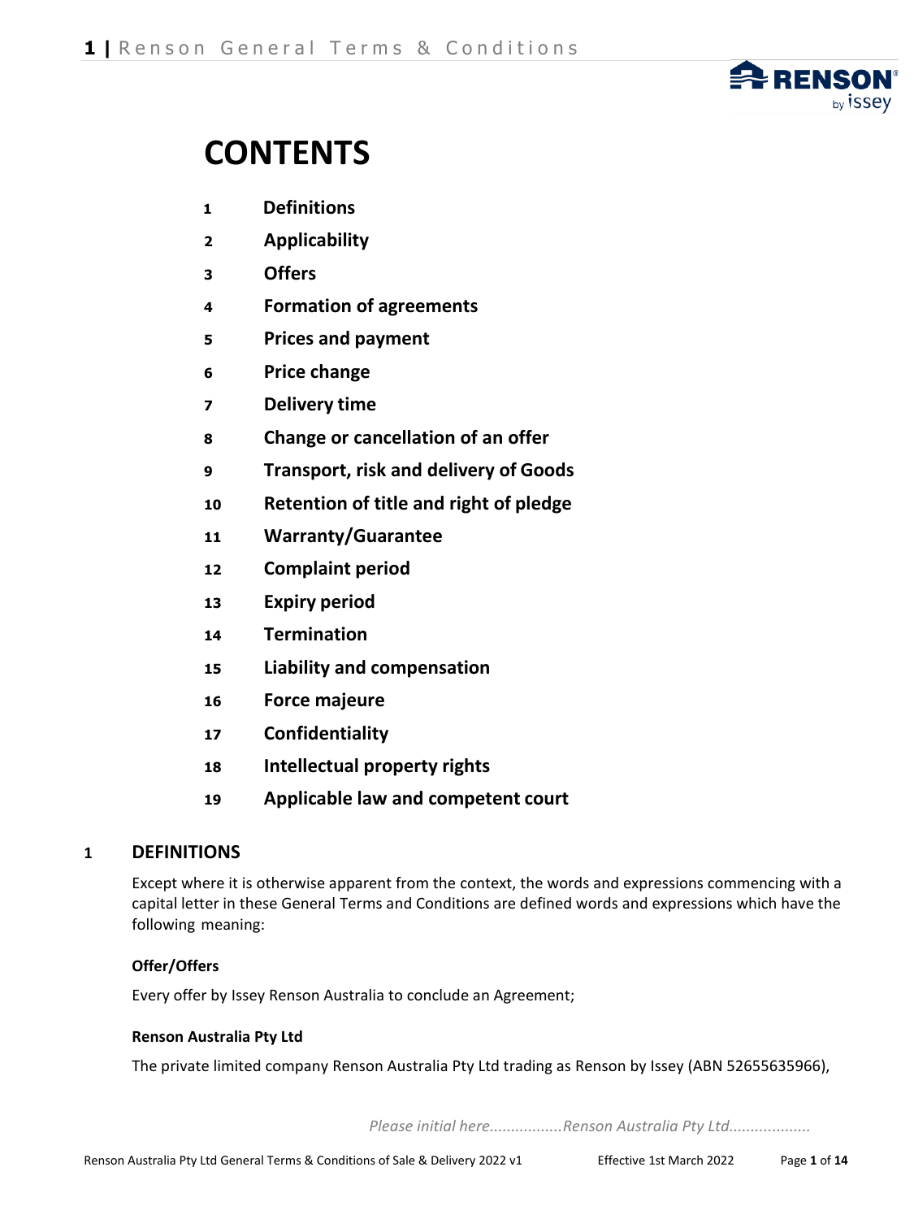# CONTENTS

1. Definitions
2. Applicability
3. Offers
4. Formation of agreements
5. Prices and payment
6. Price change
7. Delivery time
8. Change or cancellation of an offer
9. Transport, risk and delivery of Goods
10. Retention of title and right of pledge
11. Warranty/Guarantee
12. Complaint period
13. Expiry period
14. Termination
15. Liability and compensation
16. Force majeure
17. Confidentiality
18. Intellectual property rights
19. Applicable law and competent court

## 1 DEFINITIONS

Except where it is otherwise apparent from the context, the words and expressions commencing with a capital letter in these General Terms and Conditions are defined words and expressions which have the following meaning:

**Offer/Offers**

Every offer by Issey Renson Australia to conclude an Agreement;

**Renson Australia Pty Ltd**

The private limited company Renson Australia Pty Ltd trading as Renson by Issey (ABN 52655635966),

*Please initial here.................Renson Australia Pty Ltd...................*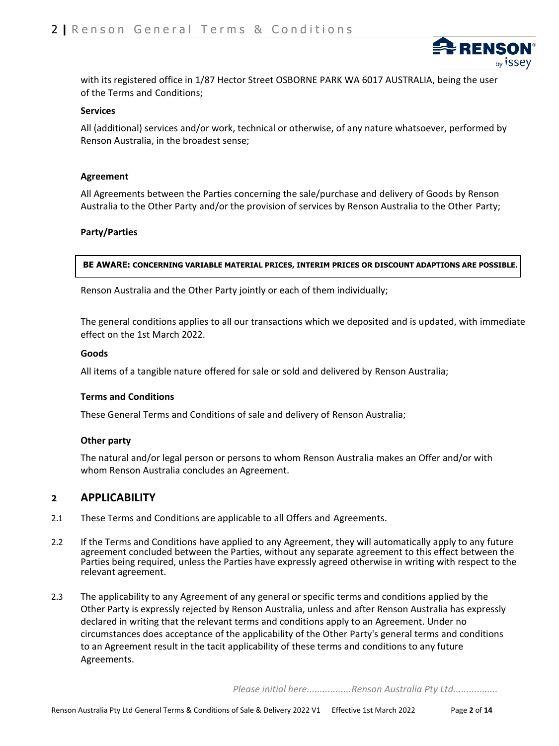with its registered office in 1/87 Hector Street OSBORNE PARK WA 6017 AUSTRALIA, being the user of the Terms and Conditions;

**Services**

All (additional) services and/or work, technical or otherwise, of any nature whatsoever, performed by Renson Australia, in the broadest sense;

**Agreement**

All Agreements between the Parties concerning the sale/purchase and delivery of Goods by Renson Australia to the Other Party and/or the provision of services by Renson Australia to the Other Party;

**Party/Parties**

**BE AWARE: CONCERNING VARIABLE MATERIAL PRICES, INTERIM PRICES OR DISCOUNT ADAPTIONS ARE POSSIBLE.**

Renson Australia and the Other Party jointly or each of them individually;

The general conditions applies to all our transactions which we deposited and is updated, with immediate effect on the 1st March 2022.

**Goods**

All items of a tangible nature offered for sale or sold and delivered by Renson Australia;

**Terms and Conditions**

These General Terms and Conditions of sale and delivery of Renson Australia;

**Other party**

The natural and/or legal person or persons to whom Renson Australia makes an Offer and/or with whom Renson Australia concludes an Agreement.

## 2 APPLICABILITY

2.1 These Terms and Conditions are applicable to all Offers and Agreements.

2.2 If the Terms and Conditions have applied to any Agreement, they will automatically apply to any future agreement concluded between the Parties, without any separate agreement to this effect between the Parties being required, unless the Parties have expressly agreed otherwise in writing with respect to the relevant agreement.

2.3 The applicability to any Agreement of any general or specific terms and conditions applied by the Other Party is expressly rejected by Renson Australia, unless and after Renson Australia has expressly declared in writing that the relevant terms and conditions apply to an Agreement. Under no circumstances does acceptance of the applicability of the Other Party's general terms and conditions to an Agreement result in the tacit applicability of these terms and conditions to any future Agreements.

*Please initial here.................Renson Australia Pty Ltd.................*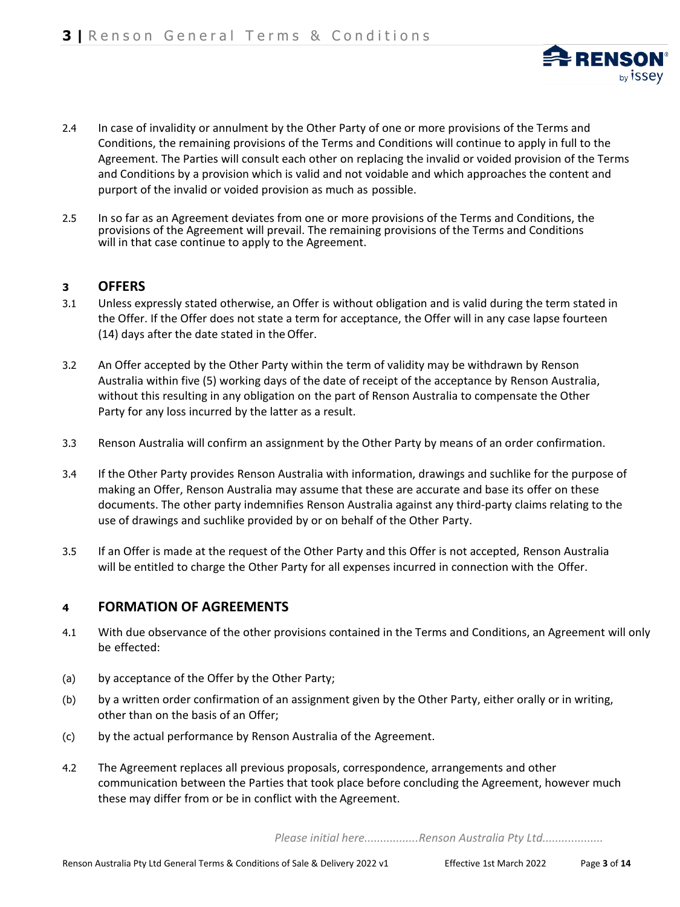2.4 In case of invalidity or annulment by the Other Party of one or more provisions of the Terms and Conditions, the remaining provisions of the Terms and Conditions will continue to apply in full to the Agreement. The Parties will consult each other on replacing the invalid or voided provision of the Terms and Conditions by a provision which is valid and not voidable and which approaches the content and purport of the invalid or voided provision as much as possible.

2.5 In so far as an Agreement deviates from one or more provisions of the Terms and Conditions, the provisions of the Agreement will prevail. The remaining provisions of the Terms and Conditions will in that case continue to apply to the Agreement.

## 3 OFFERS

3.1 Unless expressly stated otherwise, an Offer is without obligation and is valid during the term stated in the Offer. If the Offer does not state a term for acceptance, the Offer will in any case lapse fourteen (14) days after the date stated in the Offer.

3.2 An Offer accepted by the Other Party within the term of validity may be withdrawn by Renson Australia within five (5) working days of the date of receipt of the acceptance by Renson Australia, without this resulting in any obligation on the part of Renson Australia to compensate the Other Party for any loss incurred by the latter as a result.

3.3 Renson Australia will confirm an assignment by the Other Party by means of an order confirmation.

3.4 If the Other Party provides Renson Australia with information, drawings and suchlike for the purpose of making an Offer, Renson Australia may assume that these are accurate and base its offer on these documents. The other party indemnifies Renson Australia against any third-party claims relating to the use of drawings and suchlike provided by or on behalf of the Other Party.

3.5 If an Offer is made at the request of the Other Party and this Offer is not accepted, Renson Australia will be entitled to charge the Other Party for all expenses incurred in connection with the Offer.

## 4 FORMATION OF AGREEMENTS

4.1 With due observance of the other provisions contained in the Terms and Conditions, an Agreement will only be effected:

(a) by acceptance of the Offer by the Other Party;

(b) by a written order confirmation of an assignment given by the Other Party, either orally or in writing, other than on the basis of an Offer;

(c) by the actual performance by Renson Australia of the Agreement.

4.2 The Agreement replaces all previous proposals, correspondence, arrangements and other communication between the Parties that took place before concluding the Agreement, however much these may differ from or be in conflict with the Agreement.

*Please initial here.................Renson Australia Pty Ltd...................*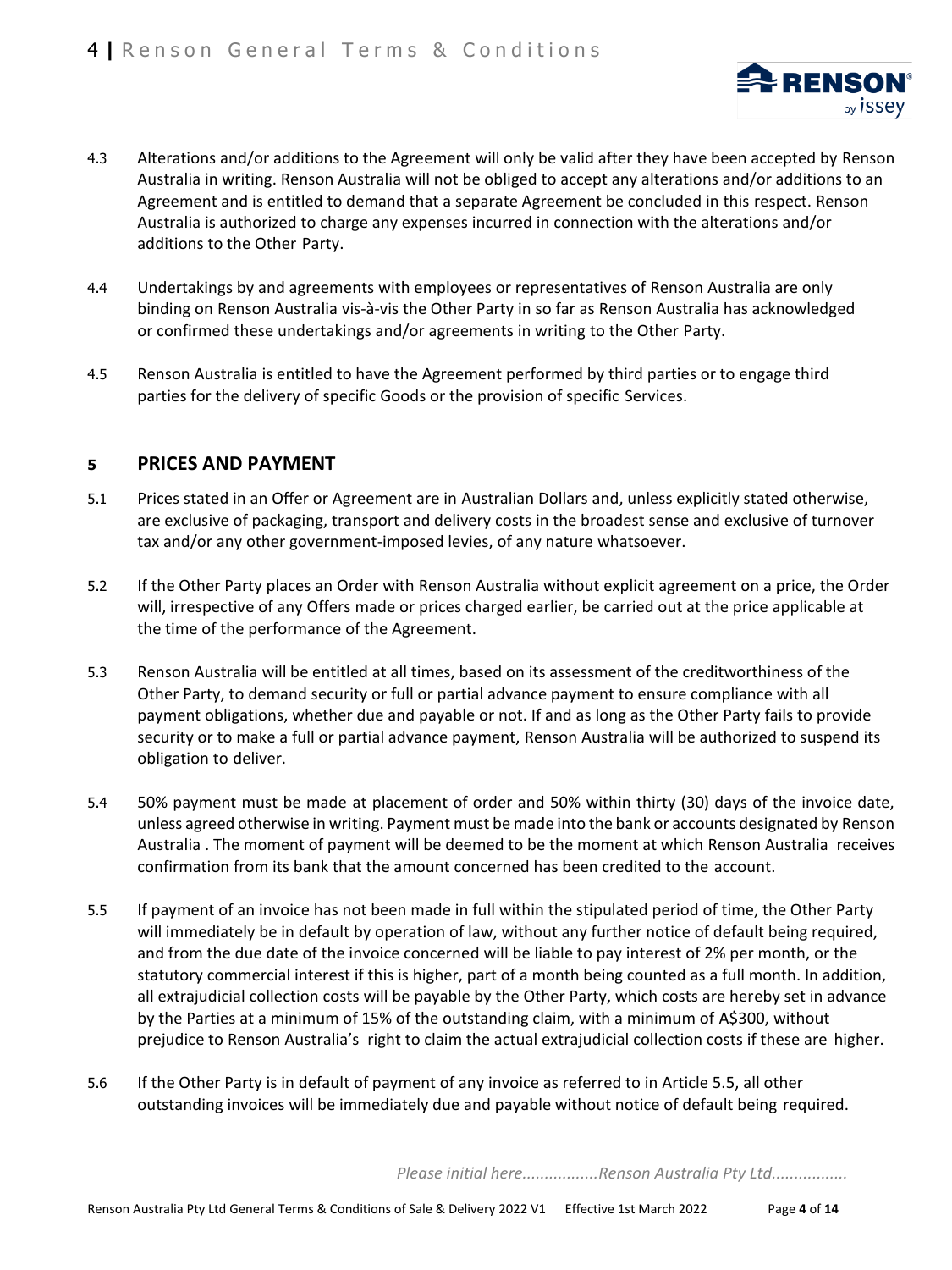4.3 Alterations and/or additions to the Agreement will only be valid after they have been accepted by Renson Australia in writing. Renson Australia will not be obliged to accept any alterations and/or additions to an Agreement and is entitled to demand that a separate Agreement be concluded in this respect. Renson Australia is authorized to charge any expenses incurred in connection with the alterations and/or additions to the Other Party.

4.4 Undertakings by and agreements with employees or representatives of Renson Australia are only binding on Renson Australia vis-à-vis the Other Party in so far as Renson Australia has acknowledged or confirmed these undertakings and/or agreements in writing to the Other Party.

4.5 Renson Australia is entitled to have the Agreement performed by third parties or to engage third parties for the delivery of specific Goods or the provision of specific Services.

## 5 PRICES AND PAYMENT

5.1 Prices stated in an Offer or Agreement are in Australian Dollars and, unless explicitly stated otherwise, are exclusive of packaging, transport and delivery costs in the broadest sense and exclusive of turnover tax and/or any other government-imposed levies, of any nature whatsoever.

5.2 If the Other Party places an Order with Renson Australia without explicit agreement on a price, the Order will, irrespective of any Offers made or prices charged earlier, be carried out at the price applicable at the time of the performance of the Agreement.

5.3 Renson Australia will be entitled at all times, based on its assessment of the creditworthiness of the Other Party, to demand security or full or partial advance payment to ensure compliance with all payment obligations, whether due and payable or not. If and as long as the Other Party fails to provide security or to make a full or partial advance payment, Renson Australia will be authorized to suspend its obligation to deliver.

5.4 50% payment must be made at placement of order and 50% within thirty (30) days of the invoice date, unless agreed otherwise in writing. Payment must be made into the bank or accounts designated by Renson Australia . The moment of payment will be deemed to be the moment at which Renson Australia receives confirmation from its bank that the amount concerned has been credited to the account.

5.5 If payment of an invoice has not been made in full within the stipulated period of time, the Other Party will immediately be in default by operation of law, without any further notice of default being required, and from the due date of the invoice concerned will be liable to pay interest of 2% per month, or the statutory commercial interest if this is higher, part of a month being counted as a full month. In addition, all extrajudicial collection costs will be payable by the Other Party, which costs are hereby set in advance by the Parties at a minimum of 15% of the outstanding claim, with a minimum of A$300, without prejudice to Renson Australia's right to claim the actual extrajudicial collection costs if these are higher.

5.6 If the Other Party is in default of payment of any invoice as referred to in Article 5.5, all other outstanding invoices will be immediately due and payable without notice of default being required.

*Please initial here.................Renson Australia Pty Ltd.................*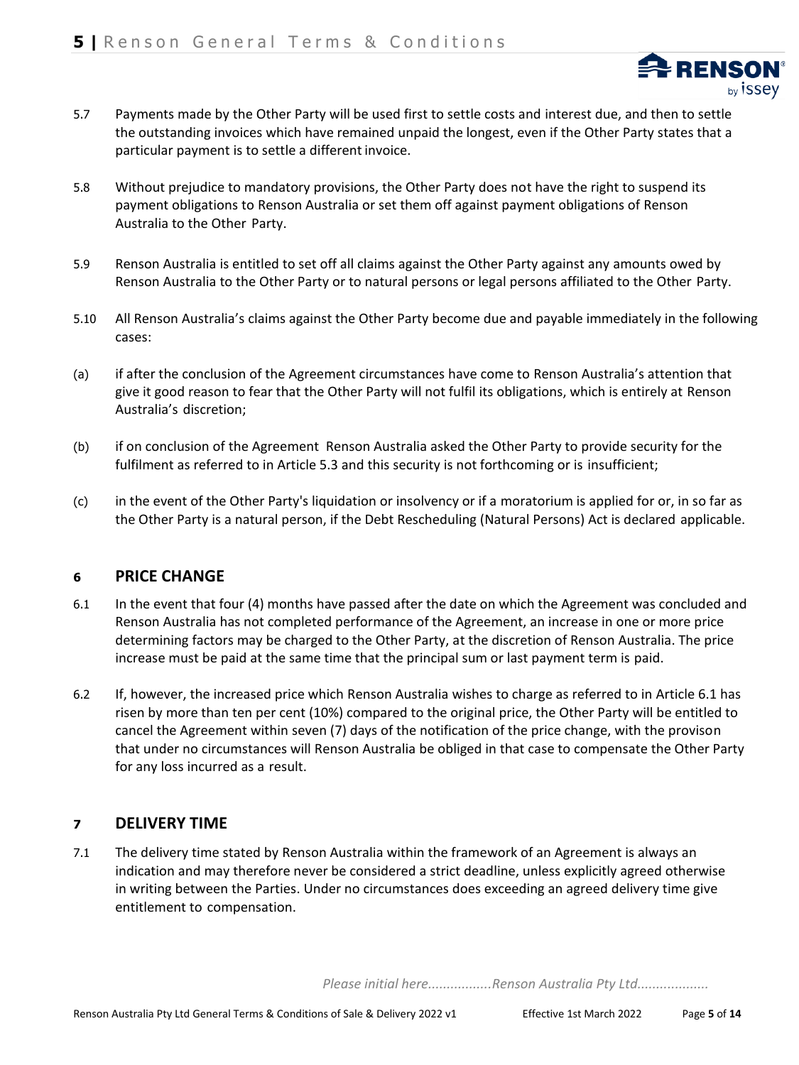5.7 Payments made by the Other Party will be used first to settle costs and interest due, and then to settle the outstanding invoices which have remained unpaid the longest, even if the Other Party states that a particular payment is to settle a different invoice.

5.8 Without prejudice to mandatory provisions, the Other Party does not have the right to suspend its payment obligations to Renson Australia or set them off against payment obligations of Renson Australia to the Other Party.

5.9 Renson Australia is entitled to set off all claims against the Other Party against any amounts owed by Renson Australia to the Other Party or to natural persons or legal persons affiliated to the Other Party.

5.10 All Renson Australia's claims against the Other Party become due and payable immediately in the following cases:

(a) if after the conclusion of the Agreement circumstances have come to Renson Australia's attention that give it good reason to fear that the Other Party will not fulfil its obligations, which is entirely at Renson Australia's discretion;

(b) if on conclusion of the Agreement Renson Australia asked the Other Party to provide security for the fulfilment as referred to in Article 5.3 and this security is not forthcoming or is insufficient;

(c) in the event of the Other Party's liquidation or insolvency or if a moratorium is applied for or, in so far as the Other Party is a natural person, if the Debt Rescheduling (Natural Persons) Act is declared applicable.

## 6 PRICE CHANGE

6.1 In the event that four (4) months have passed after the date on which the Agreement was concluded and Renson Australia has not completed performance of the Agreement, an increase in one or more price determining factors may be charged to the Other Party, at the discretion of Renson Australia. The price increase must be paid at the same time that the principal sum or last payment term is paid.

6.2 If, however, the increased price which Renson Australia wishes to charge as referred to in Article 6.1 has risen by more than ten per cent (10%) compared to the original price, the Other Party will be entitled to cancel the Agreement within seven (7) days of the notification of the price change, with the provison that under no circumstances will Renson Australia be obliged in that case to compensate the Other Party for any loss incurred as a result.

## 7 DELIVERY TIME

7.1 The delivery time stated by Renson Australia within the framework of an Agreement is always an indication and may therefore never be considered a strict deadline, unless explicitly agreed otherwise in writing between the Parties. Under no circumstances does exceeding an agreed delivery time give entitlement to compensation.

*Please initial here.................Renson Australia Pty Ltd...................*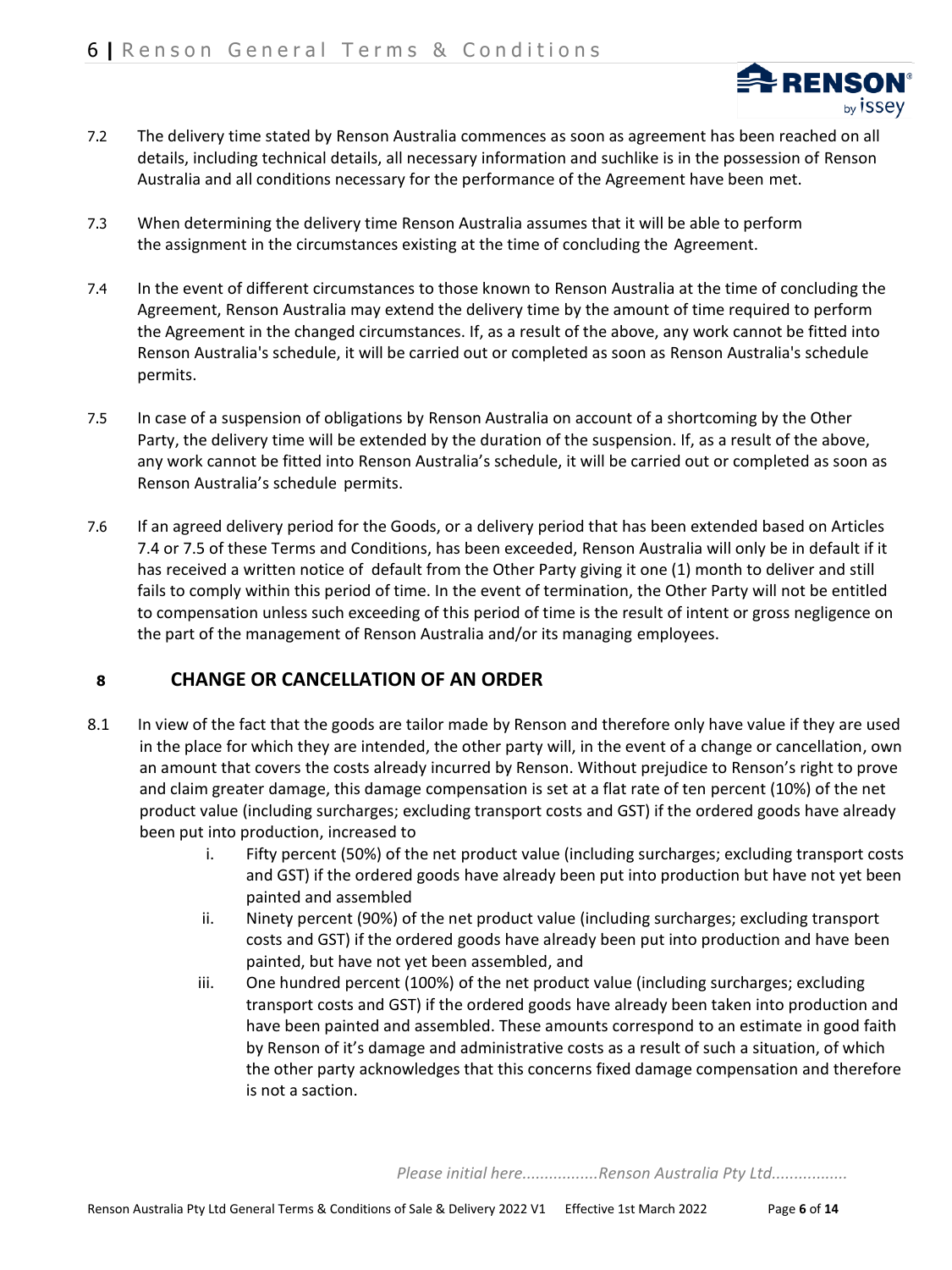7.2 The delivery time stated by Renson Australia commences as soon as agreement has been reached on all details, including technical details, all necessary information and suchlike is in the possession of Renson Australia and all conditions necessary for the performance of the Agreement have been met.

7.3 When determining the delivery time Renson Australia assumes that it will be able to perform the assignment in the circumstances existing at the time of concluding the Agreement.

7.4 In the event of different circumstances to those known to Renson Australia at the time of concluding the Agreement, Renson Australia may extend the delivery time by the amount of time required to perform the Agreement in the changed circumstances. If, as a result of the above, any work cannot be fitted into Renson Australia's schedule, it will be carried out or completed as soon as Renson Australia's schedule permits.

7.5 In case of a suspension of obligations by Renson Australia on account of a shortcoming by the Other Party, the delivery time will be extended by the duration of the suspension. If, as a result of the above, any work cannot be fitted into Renson Australia's schedule, it will be carried out or completed as soon as Renson Australia's schedule permits.

7.6 If an agreed delivery period for the Goods, or a delivery period that has been extended based on Articles 7.4 or 7.5 of these Terms and Conditions, has been exceeded, Renson Australia will only be in default if it has received a written notice of default from the Other Party giving it one (1) month to deliver and still fails to comply within this period of time. In the event of termination, the Other Party will not be entitled to compensation unless such exceeding of this period of time is the result of intent or gross negligence on the part of the management of Renson Australia and/or its managing employees.

## 8 CHANGE OR CANCELLATION OF AN ORDER

8.1 In view of the fact that the goods are tailor made by Renson and therefore only have value if they are used in the place for which they are intended, the other party will, in the event of a change or cancellation, own an amount that covers the costs already incurred by Renson. Without prejudice to Renson's right to prove and claim greater damage, this damage compensation is set at a flat rate of ten percent (10%) of the net product value (including surcharges; excluding transport costs and GST) if the ordered goods have already been put into production, increased to

i. Fifty percent (50%) of the net product value (including surcharges; excluding transport costs and GST) if the ordered goods have already been put into production but have not yet been painted and assembled
ii. Ninety percent (90%) of the net product value (including surcharges; excluding transport costs and GST) if the ordered goods have already been put into production and have been painted, but have not yet been assembled, and
iii. One hundred percent (100%) of the net product value (including surcharges; excluding transport costs and GST) if the ordered goods have already been taken into production and have been painted and assembled. These amounts correspond to an estimate in good faith by Renson of it's damage and administrative costs as a result of such a situation, of which the other party acknowledges that this concerns fixed damage compensation and therefore is not a saction.

*Please initial here.................Renson Australia Pty Ltd.................*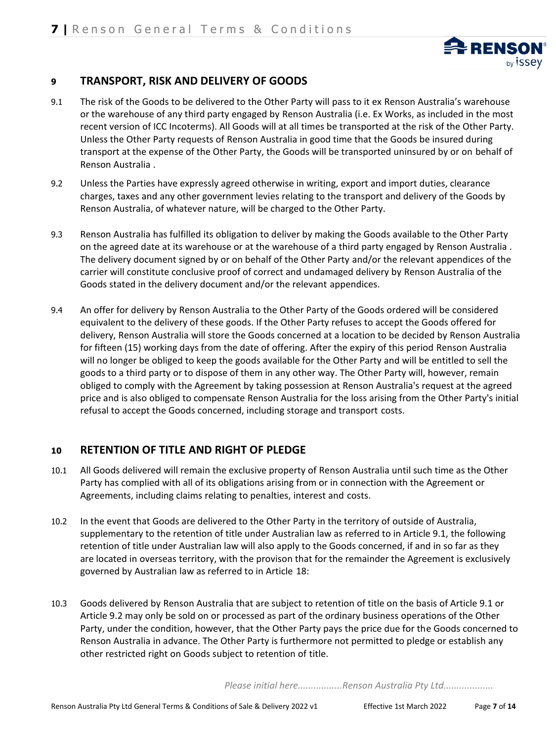## 9 TRANSPORT, RISK AND DELIVERY OF GOODS

9.1 The risk of the Goods to be delivered to the Other Party will pass to it ex Renson Australia's warehouse or the warehouse of any third party engaged by Renson Australia (i.e. Ex Works, as included in the most recent version of ICC Incoterms). All Goods will at all times be transported at the risk of the Other Party. Unless the Other Party requests of Renson Australia in good time that the Goods be insured during transport at the expense of the Other Party, the Goods will be transported uninsured by or on behalf of Renson Australia .

9.2 Unless the Parties have expressly agreed otherwise in writing, export and import duties, clearance charges, taxes and any other government levies relating to the transport and delivery of the Goods by Renson Australia, of whatever nature, will be charged to the Other Party.

9.3 Renson Australia has fulfilled its obligation to deliver by making the Goods available to the Other Party on the agreed date at its warehouse or at the warehouse of a third party engaged by Renson Australia . The delivery document signed by or on behalf of the Other Party and/or the relevant appendices of the carrier will constitute conclusive proof of correct and undamaged delivery by Renson Australia of the Goods stated in the delivery document and/or the relevant appendices.

9.4 An offer for delivery by Renson Australia to the Other Party of the Goods ordered will be considered equivalent to the delivery of these goods. If the Other Party refuses to accept the Goods offered for delivery, Renson Australia will store the Goods concerned at a location to be decided by Renson Australia for fifteen (15) working days from the date of offering. After the expiry of this period Renson Australia will no longer be obliged to keep the goods available for the Other Party and will be entitled to sell the goods to a third party or to dispose of them in any other way. The Other Party will, however, remain obliged to comply with the Agreement by taking possession at Renson Australia's request at the agreed price and is also obliged to compensate Renson Australia for the loss arising from the Other Party's initial refusal to accept the Goods concerned, including storage and transport costs.

## 10 RETENTION OF TITLE AND RIGHT OF PLEDGE

10.1 All Goods delivered will remain the exclusive property of Renson Australia until such time as the Other Party has complied with all of its obligations arising from or in connection with the Agreement or Agreements, including claims relating to penalties, interest and costs.

10.2 In the event that Goods are delivered to the Other Party in the territory of outside of Australia, supplementary to the retention of title under Australian law as referred to in Article 9.1, the following retention of title under Australian law will also apply to the Goods concerned, if and in so far as they are located in overseas territory, with the provison that for the remainder the Agreement is exclusively governed by Australian law as referred to in Article 18:

10.3 Goods delivered by Renson Australia that are subject to retention of title on the basis of Article 9.1 or Article 9.2 may only be sold on or processed as part of the ordinary business operations of the Other Party, under the condition, however, that the Other Party pays the price due for the Goods concerned to Renson Australia in advance. The Other Party is furthermore not permitted to pledge or establish any other restricted right on Goods subject to retention of title.

*Please initial here.................Renson Australia Pty Ltd...................*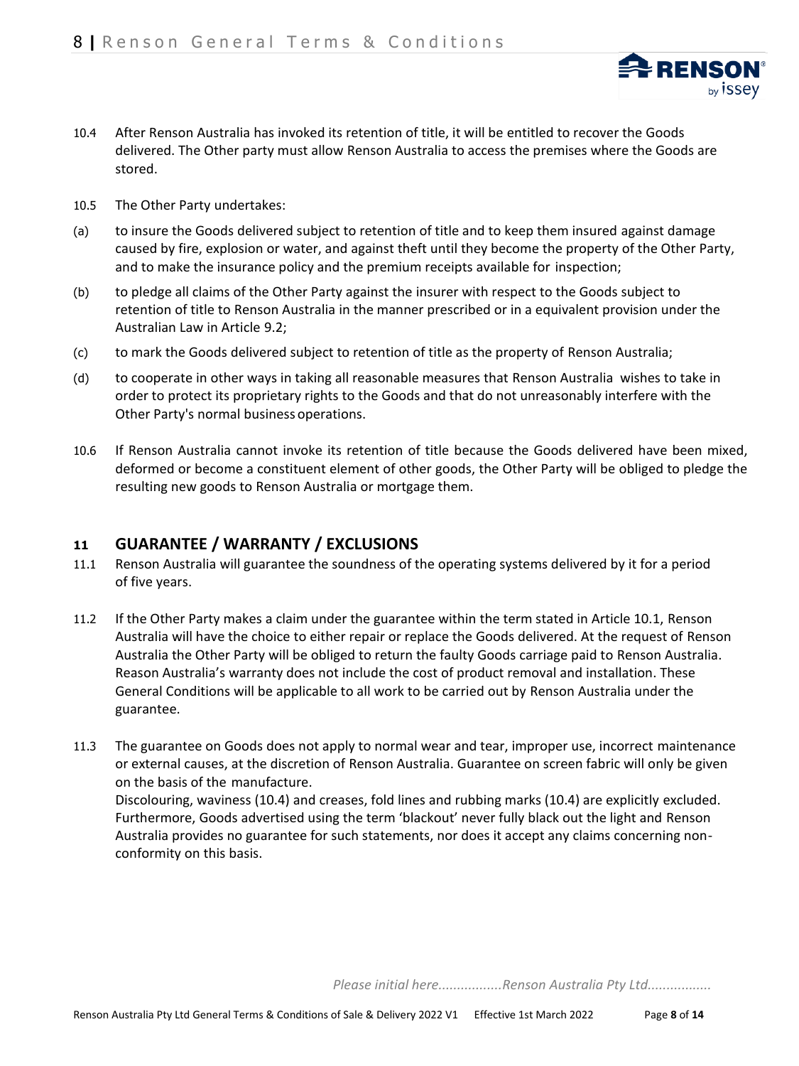10.4 After Renson Australia has invoked its retention of title, it will be entitled to recover the Goods delivered. The Other party must allow Renson Australia to access the premises where the Goods are stored.

10.5 The Other Party undertakes:

(a) to insure the Goods delivered subject to retention of title and to keep them insured against damage caused by fire, explosion or water, and against theft until they become the property of the Other Party, and to make the insurance policy and the premium receipts available for inspection;

(b) to pledge all claims of the Other Party against the insurer with respect to the Goods subject to retention of title to Renson Australia in the manner prescribed or in a equivalent provision under the Australian Law in Article 9.2;

(c) to mark the Goods delivered subject to retention of title as the property of Renson Australia;

(d) to cooperate in other ways in taking all reasonable measures that Renson Australia wishes to take in order to protect its proprietary rights to the Goods and that do not unreasonably interfere with the Other Party's normal business operations.

10.6 If Renson Australia cannot invoke its retention of title because the Goods delivered have been mixed, deformed or become a constituent element of other goods, the Other Party will be obliged to pledge the resulting new goods to Renson Australia or mortgage them.

## 11 GUARANTEE / WARRANTY / EXCLUSIONS

11.1 Renson Australia will guarantee the soundness of the operating systems delivered by it for a period of five years.

11.2 If the Other Party makes a claim under the guarantee within the term stated in Article 10.1, Renson Australia will have the choice to either repair or replace the Goods delivered. At the request of Renson Australia the Other Party will be obliged to return the faulty Goods carriage paid to Renson Australia. Reason Australia's warranty does not include the cost of product removal and installation. These General Conditions will be applicable to all work to be carried out by Renson Australia under the guarantee.

11.3 The guarantee on Goods does not apply to normal wear and tear, improper use, incorrect maintenance or external causes, at the discretion of Renson Australia. Guarantee on screen fabric will only be given on the basis of the manufacture.
Discolouring, waviness (10.4) and creases, fold lines and rubbing marks (10.4) are explicitly excluded. Furthermore, Goods advertised using the term 'blackout' never fully black out the light and Renson Australia provides no guarantee for such statements, nor does it accept any claims concerning non-conformity on this basis.

*Please initial here.................Renson Australia Pty Ltd.................*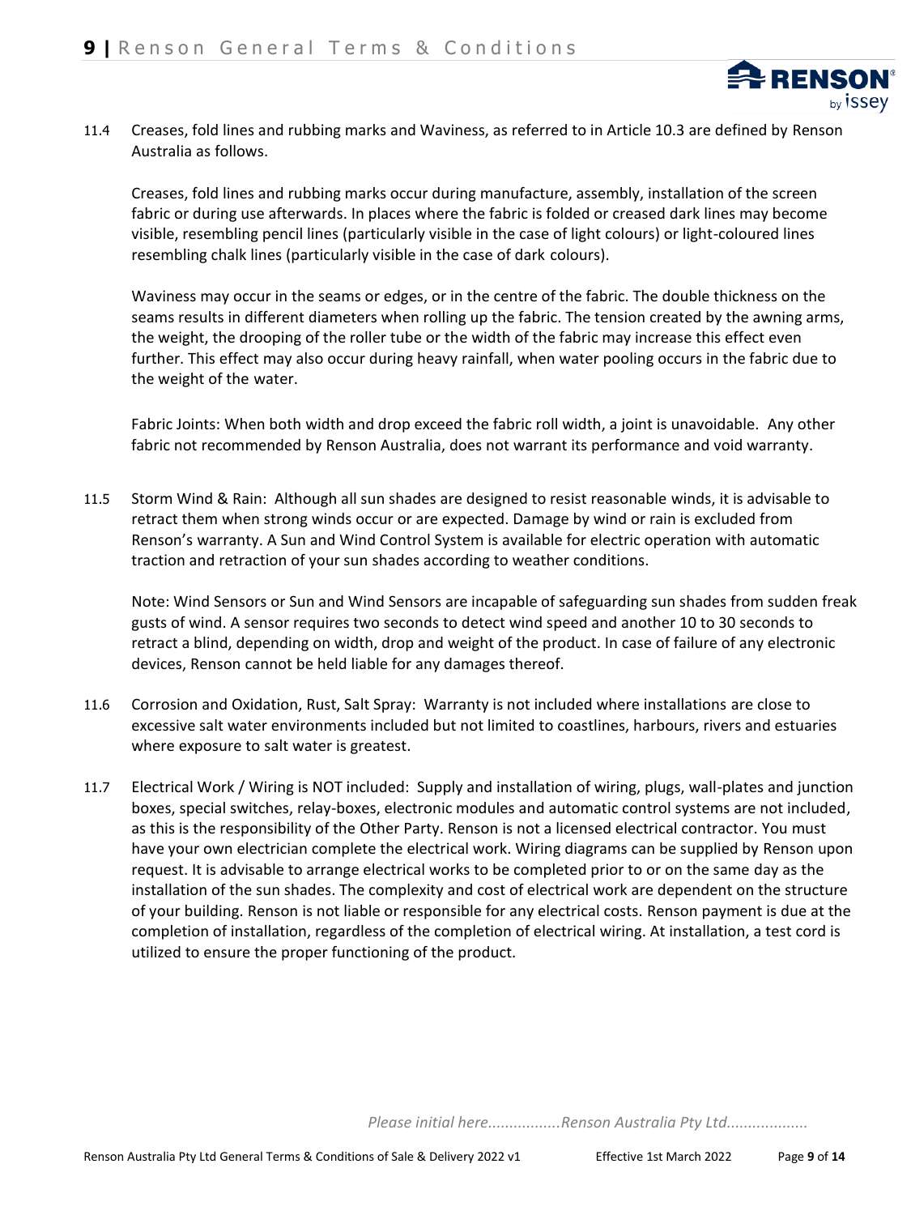11.4 Creases, fold lines and rubbing marks and Waviness, as referred to in Article 10.3 are defined by Renson Australia as follows.

Creases, fold lines and rubbing marks occur during manufacture, assembly, installation of the screen fabric or during use afterwards. In places where the fabric is folded or creased dark lines may become visible, resembling pencil lines (particularly visible in the case of light colours) or light-coloured lines resembling chalk lines (particularly visible in the case of dark colours).

Waviness may occur in the seams or edges, or in the centre of the fabric. The double thickness on the seams results in different diameters when rolling up the fabric. The tension created by the awning arms, the weight, the drooping of the roller tube or the width of the fabric may increase this effect even further. This effect may also occur during heavy rainfall, when water pooling occurs in the fabric due to the weight of the water.

Fabric Joints: When both width and drop exceed the fabric roll width, a joint is unavoidable. Any other fabric not recommended by Renson Australia, does not warrant its performance and void warranty.

11.5 Storm Wind & Rain: Although all sun shades are designed to resist reasonable winds, it is advisable to retract them when strong winds occur or are expected. Damage by wind or rain is excluded from Renson's warranty. A Sun and Wind Control System is available for electric operation with automatic traction and retraction of your sun shades according to weather conditions.

Note: Wind Sensors or Sun and Wind Sensors are incapable of safeguarding sun shades from sudden freak gusts of wind. A sensor requires two seconds to detect wind speed and another 10 to 30 seconds to retract a blind, depending on width, drop and weight of the product. In case of failure of any electronic devices, Renson cannot be held liable for any damages thereof.

11.6 Corrosion and Oxidation, Rust, Salt Spray: Warranty is not included where installations are close to excessive salt water environments included but not limited to coastlines, harbours, rivers and estuaries where exposure to salt water is greatest.

11.7 Electrical Work / Wiring is NOT included: Supply and installation of wiring, plugs, wall-plates and junction boxes, special switches, relay-boxes, electronic modules and automatic control systems are not included, as this is the responsibility of the Other Party. Renson is not a licensed electrical contractor. You must have your own electrician complete the electrical work. Wiring diagrams can be supplied by Renson upon request. It is advisable to arrange electrical works to be completed prior to or on the same day as the installation of the sun shades. The complexity and cost of electrical work are dependent on the structure of your building. Renson is not liable or responsible for any electrical costs. Renson payment is due at the completion of installation, regardless of the completion of electrical wiring. At installation, a test cord is utilized to ensure the proper functioning of the product.

*Please initial here.................Renson Australia Pty Ltd...................*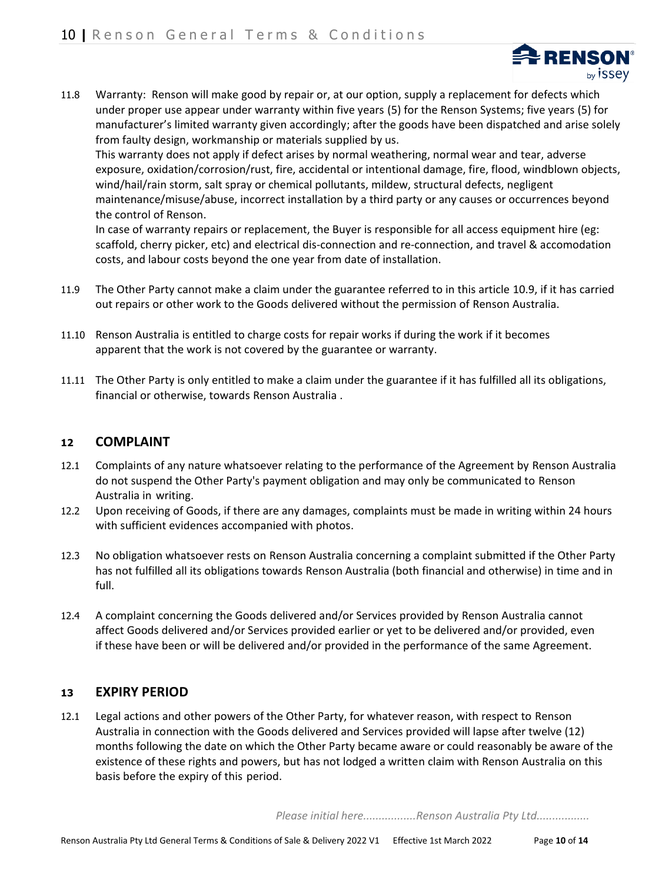11.8 Warranty: Renson will make good by repair or, at our option, supply a replacement for defects which under proper use appear under warranty within five years (5) for the Renson Systems; five years (5) for manufacturer's limited warranty given accordingly; after the goods have been dispatched and arise solely from faulty design, workmanship or materials supplied by us.

This warranty does not apply if defect arises by normal weathering, normal wear and tear, adverse exposure, oxidation/corrosion/rust, fire, accidental or intentional damage, fire, flood, windblown objects, wind/hail/rain storm, salt spray or chemical pollutants, mildew, structural defects, negligent maintenance/misuse/abuse, incorrect installation by a third party or any causes or occurrences beyond the control of Renson.

In case of warranty repairs or replacement, the Buyer is responsible for all access equipment hire (eg: scaffold, cherry picker, etc) and electrical dis-connection and re-connection, and travel & accomodation costs, and labour costs beyond the one year from date of installation.

11.9 The Other Party cannot make a claim under the guarantee referred to in this article 10.9, if it has carried out repairs or other work to the Goods delivered without the permission of Renson Australia.

11.10 Renson Australia is entitled to charge costs for repair works if during the work if it becomes apparent that the work is not covered by the guarantee or warranty.

11.11 The Other Party is only entitled to make a claim under the guarantee if it has fulfilled all its obligations, financial or otherwise, towards Renson Australia .

## 12 COMPLAINT

12.1 Complaints of any nature whatsoever relating to the performance of the Agreement by Renson Australia do not suspend the Other Party's payment obligation and may only be communicated to Renson Australia in writing.

12.2 Upon receiving of Goods, if there are any damages, complaints must be made in writing within 24 hours with sufficient evidences accompanied with photos.

12.3 No obligation whatsoever rests on Renson Australia concerning a complaint submitted if the Other Party has not fulfilled all its obligations towards Renson Australia (both financial and otherwise) in time and in full.

12.4 A complaint concerning the Goods delivered and/or Services provided by Renson Australia cannot affect Goods delivered and/or Services provided earlier or yet to be delivered and/or provided, even if these have been or will be delivered and/or provided in the performance of the same Agreement.

## 13 EXPIRY PERIOD

12.1 Legal actions and other powers of the Other Party, for whatever reason, with respect to Renson Australia in connection with the Goods delivered and Services provided will lapse after twelve (12) months following the date on which the Other Party became aware or could reasonably be aware of the existence of these rights and powers, but has not lodged a written claim with Renson Australia on this basis before the expiry of this period.

*Please initial here.................Renson Australia Pty Ltd.................*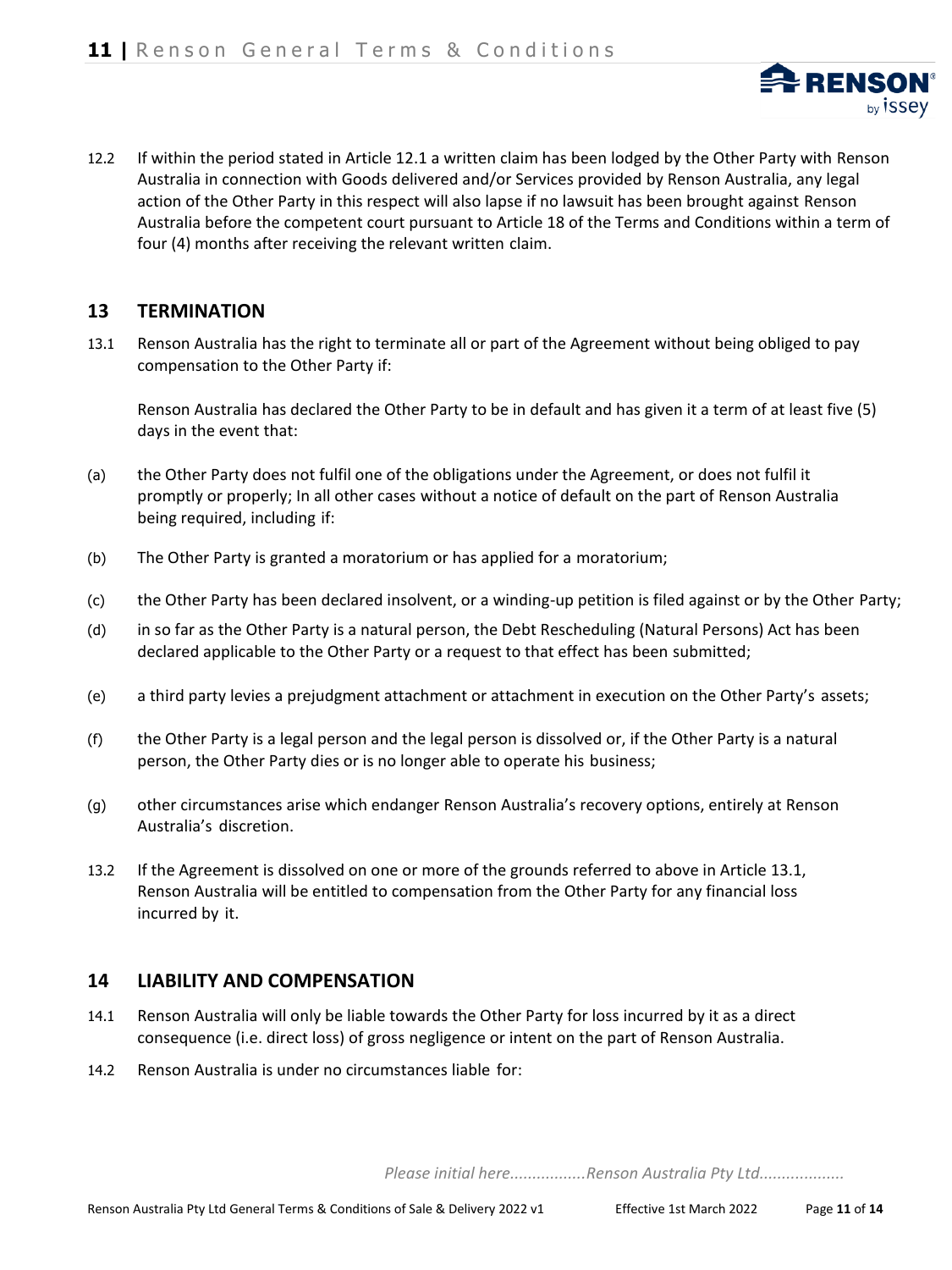12.2 If within the period stated in Article 12.1 a written claim has been lodged by the Other Party with Renson Australia in connection with Goods delivered and/or Services provided by Renson Australia, any legal action of the Other Party in this respect will also lapse if no lawsuit has been brought against Renson Australia before the competent court pursuant to Article 18 of the Terms and Conditions within a term of four (4) months after receiving the relevant written claim.

## 13 TERMINATION

13.1 Renson Australia has the right to terminate all or part of the Agreement without being obliged to pay compensation to the Other Party if:

Renson Australia has declared the Other Party to be in default and has given it a term of at least five (5) days in the event that:

(a) the Other Party does not fulfil one of the obligations under the Agreement, or does not fulfil it promptly or properly; In all other cases without a notice of default on the part of Renson Australia being required, including if:

(b) The Other Party is granted a moratorium or has applied for a moratorium;

(c) the Other Party has been declared insolvent, or a winding-up petition is filed against or by the Other Party;

(d) in so far as the Other Party is a natural person, the Debt Rescheduling (Natural Persons) Act has been declared applicable to the Other Party or a request to that effect has been submitted;

(e) a third party levies a prejudgment attachment or attachment in execution on the Other Party's assets;

(f) the Other Party is a legal person and the legal person is dissolved or, if the Other Party is a natural person, the Other Party dies or is no longer able to operate his business;

(g) other circumstances arise which endanger Renson Australia's recovery options, entirely at Renson Australia's discretion.

13.2 If the Agreement is dissolved on one or more of the grounds referred to above in Article 13.1, Renson Australia will be entitled to compensation from the Other Party for any financial loss incurred by it.

## 14 LIABILITY AND COMPENSATION

14.1 Renson Australia will only be liable towards the Other Party for loss incurred by it as a direct consequence (i.e. direct loss) of gross negligence or intent on the part of Renson Australia.

14.2 Renson Australia is under no circumstances liable for:

*Please initial here.................Renson Australia Pty Ltd...................*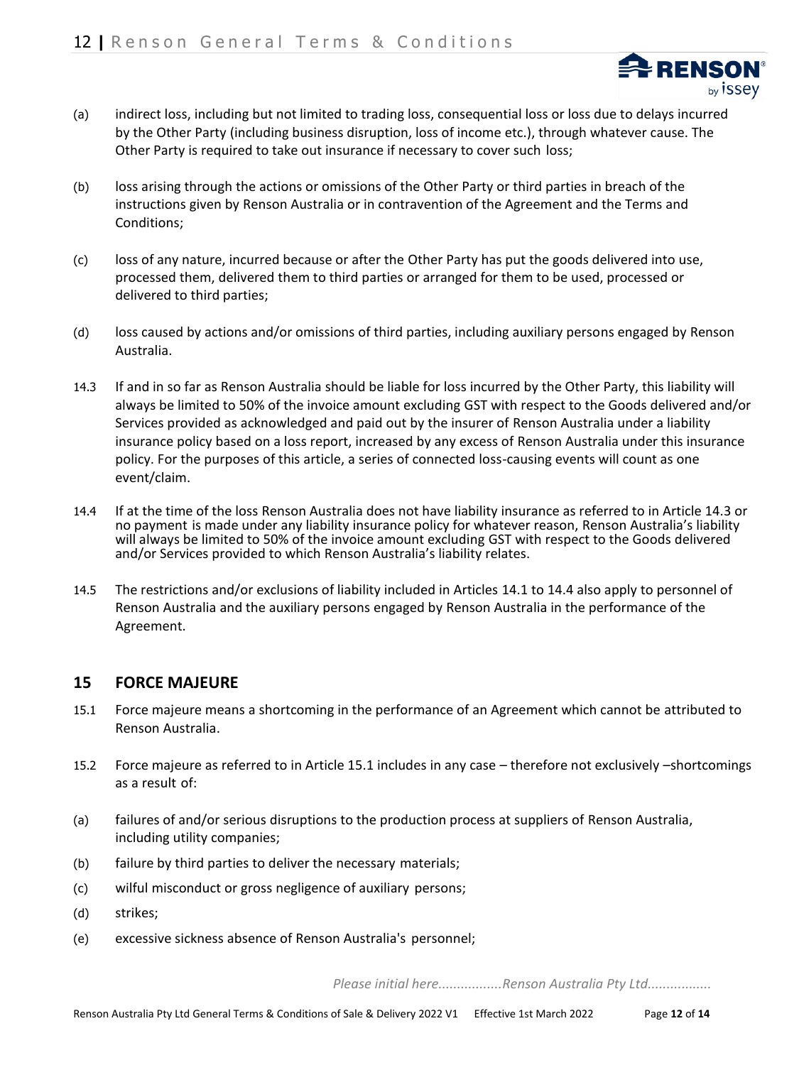(a) indirect loss, including but not limited to trading loss, consequential loss or loss due to delays incurred by the Other Party (including business disruption, loss of income etc.), through whatever cause. The Other Party is required to take out insurance if necessary to cover such loss;

(b) loss arising through the actions or omissions of the Other Party or third parties in breach of the instructions given by Renson Australia or in contravention of the Agreement and the Terms and Conditions;

(c) loss of any nature, incurred because or after the Other Party has put the goods delivered into use, processed them, delivered them to third parties or arranged for them to be used, processed or delivered to third parties;

(d) loss caused by actions and/or omissions of third parties, including auxiliary persons engaged by Renson Australia.

14.3 If and in so far as Renson Australia should be liable for loss incurred by the Other Party, this liability will always be limited to 50% of the invoice amount excluding GST with respect to the Goods delivered and/or Services provided as acknowledged and paid out by the insurer of Renson Australia under a liability insurance policy based on a loss report, increased by any excess of Renson Australia under this insurance policy. For the purposes of this article, a series of connected loss-causing events will count as one event/claim.

14.4 If at the time of the loss Renson Australia does not have liability insurance as referred to in Article 14.3 or no payment is made under any liability insurance policy for whatever reason, Renson Australia's liability will always be limited to 50% of the invoice amount excluding GST with respect to the Goods delivered and/or Services provided to which Renson Australia's liability relates.

14.5 The restrictions and/or exclusions of liability included in Articles 14.1 to 14.4 also apply to personnel of Renson Australia and the auxiliary persons engaged by Renson Australia in the performance of the Agreement.

## 15 FORCE MAJEURE

15.1 Force majeure means a shortcoming in the performance of an Agreement which cannot be attributed to Renson Australia.

15.2 Force majeure as referred to in Article 15.1 includes in any case – therefore not exclusively –shortcomings as a result of:

(a) failures of and/or serious disruptions to the production process at suppliers of Renson Australia, including utility companies;

(b) failure by third parties to deliver the necessary materials;

(c) wilful misconduct or gross negligence of auxiliary persons;

(d) strikes;

(e) excessive sickness absence of Renson Australia's personnel;

*Please initial here.................Renson Australia Pty Ltd.................*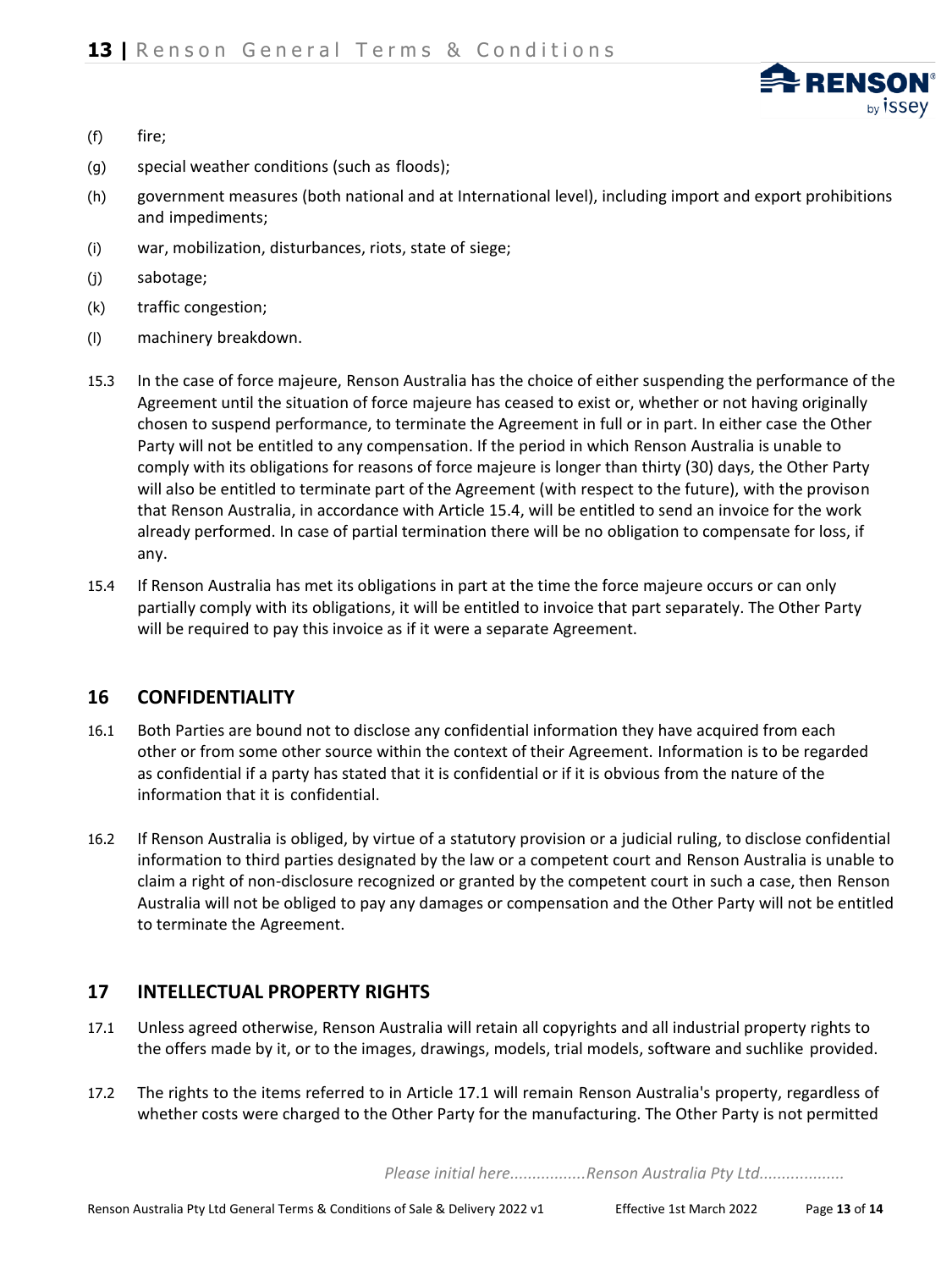(f) fire;

(g) special weather conditions (such as floods);

(h) government measures (both national and at International level), including import and export prohibitions and impediments;

(i) war, mobilization, disturbances, riots, state of siege;

(j) sabotage;

(k) traffic congestion;

(l) machinery breakdown.

15.3 In the case of force majeure, Renson Australia has the choice of either suspending the performance of the Agreement until the situation of force majeure has ceased to exist or, whether or not having originally chosen to suspend performance, to terminate the Agreement in full or in part. In either case the Other Party will not be entitled to any compensation. If the period in which Renson Australia is unable to comply with its obligations for reasons of force majeure is longer than thirty (30) days, the Other Party will also be entitled to terminate part of the Agreement (with respect to the future), with the provison that Renson Australia, in accordance with Article 15.4, will be entitled to send an invoice for the work already performed. In case of partial termination there will be no obligation to compensate for loss, if any.

15.4 If Renson Australia has met its obligations in part at the time the force majeure occurs or can only partially comply with its obligations, it will be entitled to invoice that part separately. The Other Party will be required to pay this invoice as if it were a separate Agreement.

## 16 CONFIDENTIALITY

16.1 Both Parties are bound not to disclose any confidential information they have acquired from each other or from some other source within the context of their Agreement. Information is to be regarded as confidential if a party has stated that it is confidential or if it is obvious from the nature of the information that it is confidential.

16.2 If Renson Australia is obliged, by virtue of a statutory provision or a judicial ruling, to disclose confidential information to third parties designated by the law or a competent court and Renson Australia is unable to claim a right of non-disclosure recognized or granted by the competent court in such a case, then Renson Australia will not be obliged to pay any damages or compensation and the Other Party will not be entitled to terminate the Agreement.

## 17 INTELLECTUAL PROPERTY RIGHTS

17.1 Unless agreed otherwise, Renson Australia will retain all copyrights and all industrial property rights to the offers made by it, or to the images, drawings, models, trial models, software and suchlike provided.

17.2 The rights to the items referred to in Article 17.1 will remain Renson Australia's property, regardless of whether costs were charged to the Other Party for the manufacturing. The Other Party is not permitted

*Please initial here.................Renson Australia Pty Ltd...................*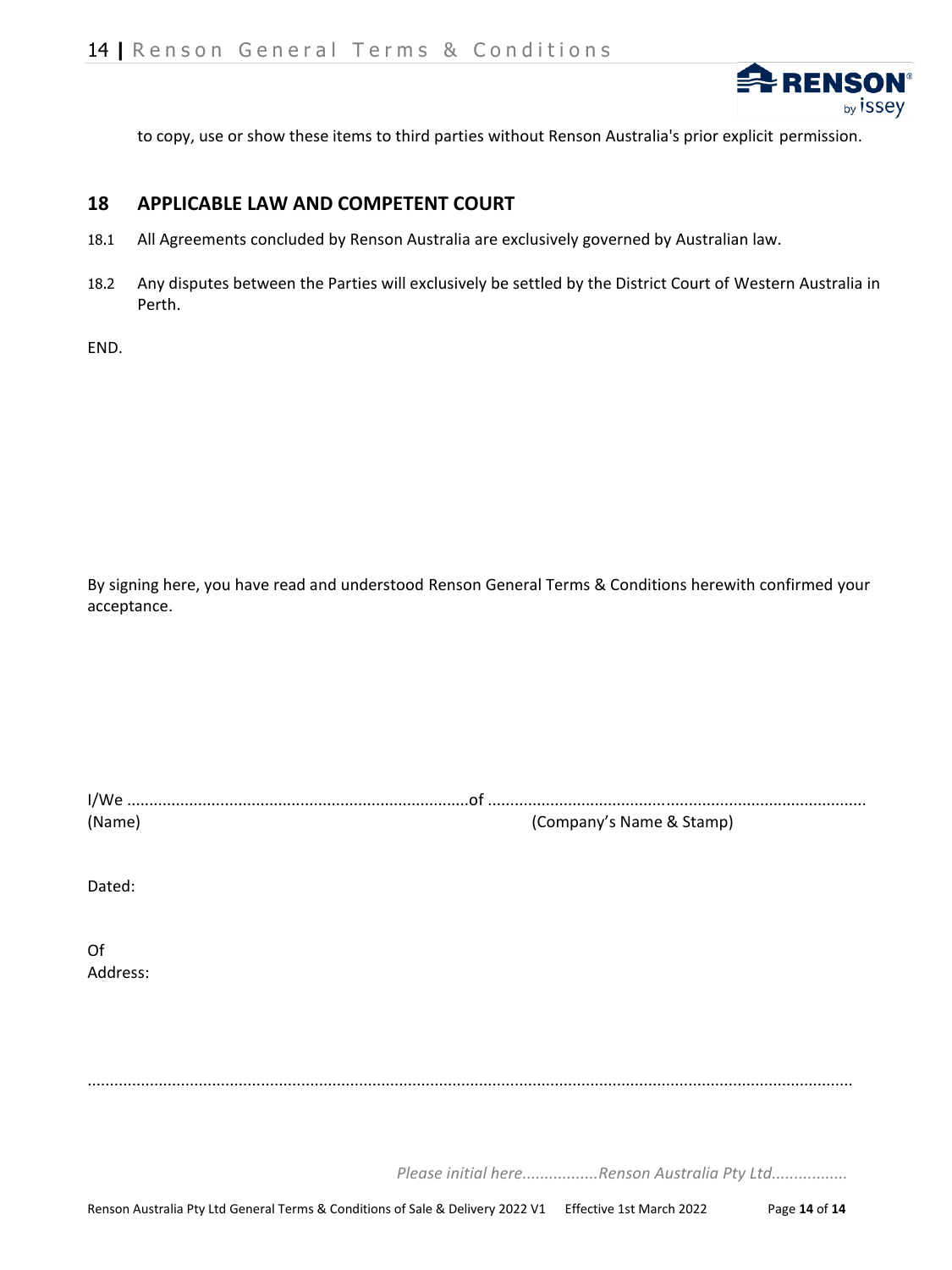to copy, use or show these items to third parties without Renson Australia's prior explicit permission.

## 18 APPLICABLE LAW AND COMPETENT COURT

18.1 All Agreements concluded by Renson Australia are exclusively governed by Australian law.

18.2 Any disputes between the Parties will exclusively be settled by the District Court of Western Australia in Perth.

END.

By signing here, you have read and understood Renson General Terms & Conditions herewith confirmed your acceptance.

I/We ............................................................................of ..........................................................................................
(Name) (Company's Name & Stamp)

Dated:

Of
Address:

...........................................................................................................................................................

*Please initial here.................Renson Australia Pty Ltd.................*